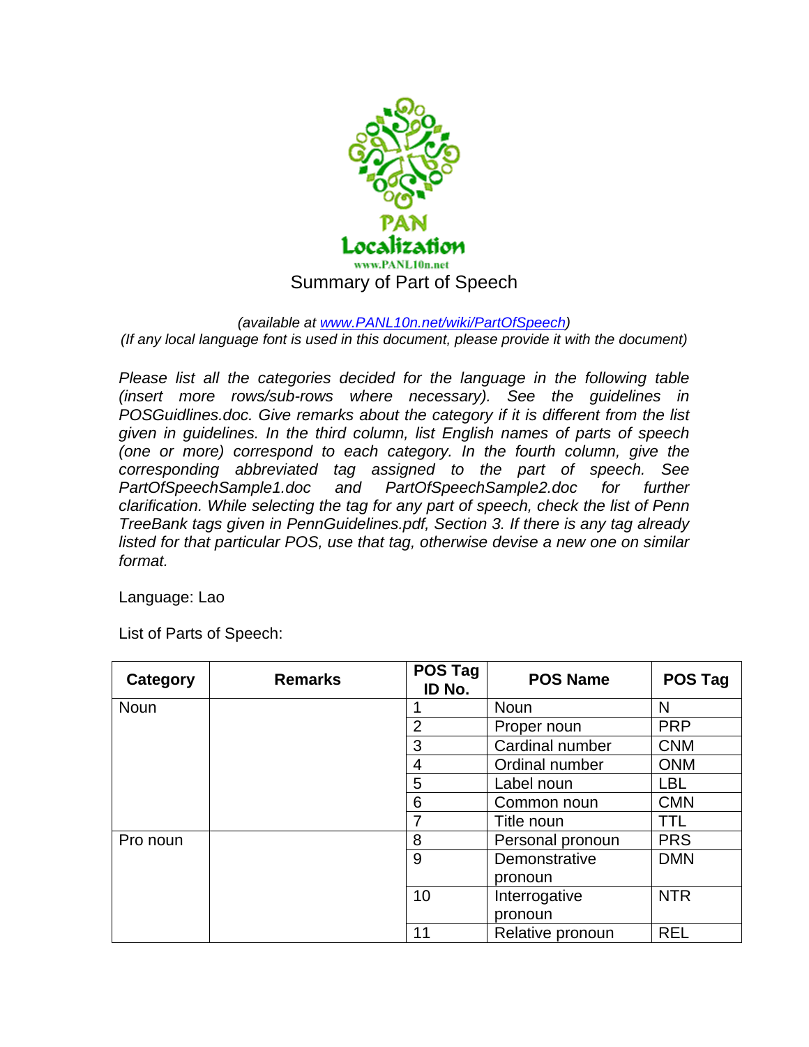PAN Localization

www.PANL10n.net

# Summary of Part of Speech

*(available at [www.PANL10n.net/wiki/PartOfSpeech](www.PANL10n.net/wiki/PartOfSpeech))*

*(If any local language font is used in this document, please provide it with the document)*

*Please list all the categories decided for the language in the following table (insert more rows/sub-rows where necessary). See the guidelines in POSGuidlines.doc. Give remarks about the category if it is different from the list given in guidelines. In the third column, list English names of parts of speech (one or more) correspond to each category. In the fourth column, give the corresponding abbreviated tag assigned to the part of speech. See PartOfSpeechSample1.doc and PartOfSpeechSample2.doc for further clarification. While selecting the tag for any part of speech, check the list of Penn TreeBank tags given in PennGuidelines.pdf, Section 3. If there is any tag already listed for that particular POS, use that tag, otherwise devise a new one on similar format.*

Language: Lao

List of Parts of Speech:

| Category | Remarks | POS Tag ID No. | POS Name | POS Tag |
|---|---|---|---|---|
| Noun | | 1 | Noun | N |
| | | 2 | Proper noun | PRP |
| | | 3 | Cardinal number | CNM |
| | | 4 | Ordinal number | ONM |
| | | 5 | Label noun | LBL |
| | | 6 | Common noun | CMN |
| | | 7 | Title noun | TTL |
| Pro noun | | 8 | Personal pronoun | PRS |
| | | 9 | Demonstrative pronoun | DMN |
| | | 10 | Interrogative pronoun | NTR |
| | | 11 | Relative pronoun | REL |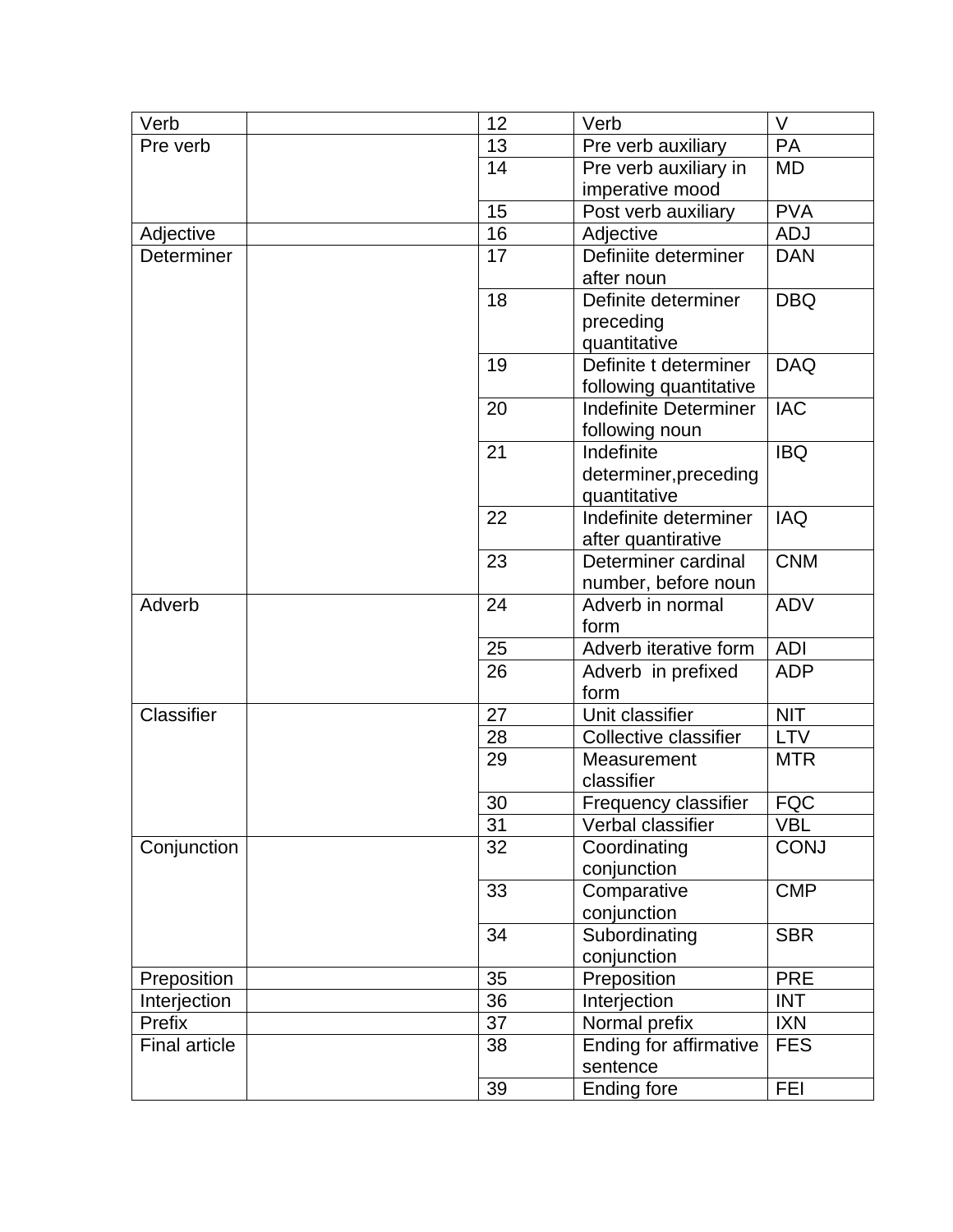| Verb | | 12 | Verb | V |
|---|---|---|---|---|
| Pre verb | | 13 | Pre verb auxiliary | PA |
| | | 14 | Pre verb auxiliary in imperative mood | MD |
| | | 15 | Post verb auxiliary | PVA |
| Adjective | | 16 | Adjective | ADJ |
| Determiner | | 17 | Definiite determiner after noun | DAN |
| | | 18 | Definite determiner preceding quantitative | DBQ |
| | | 19 | Definite t determiner following quantitative | DAQ |
| | | 20 | Indefinite Determiner following noun | IAC |
| | | 21 | Indefinite determiner,preceding quantitative | IBQ |
| | | 22 | Indefinite determiner after quantirative | IAQ |
| | | 23 | Determiner cardinal number, before noun | CNM |
| Adverb | | 24 | Adverb in normal form | ADV |
| | | 25 | Adverb iterative form | ADI |
| | | 26 | Adverb in prefixed form | ADP |
| Classifier | | 27 | Unit classifier | NIT |
| | | 28 | Collective classifier | LTV |
| | | 29 | Measurement classifier | MTR |
| | | 30 | Frequency classifier | FQC |
| | | 31 | Verbal classifier | VBL |
| Conjunction | | 32 | Coordinating conjunction | CONJ |
| | | 33 | Comparative conjunction | CMP |
| | | 34 | Subordinating conjunction | SBR |
| Preposition | | 35 | Preposition | PRE |
| Interjection | | 36 | Interjection | INT |
| Prefix | | 37 | Normal prefix | IXN |
| Final article | | 38 | Ending for affirmative sentence | FES |
| | | 39 | Ending fore | FEI |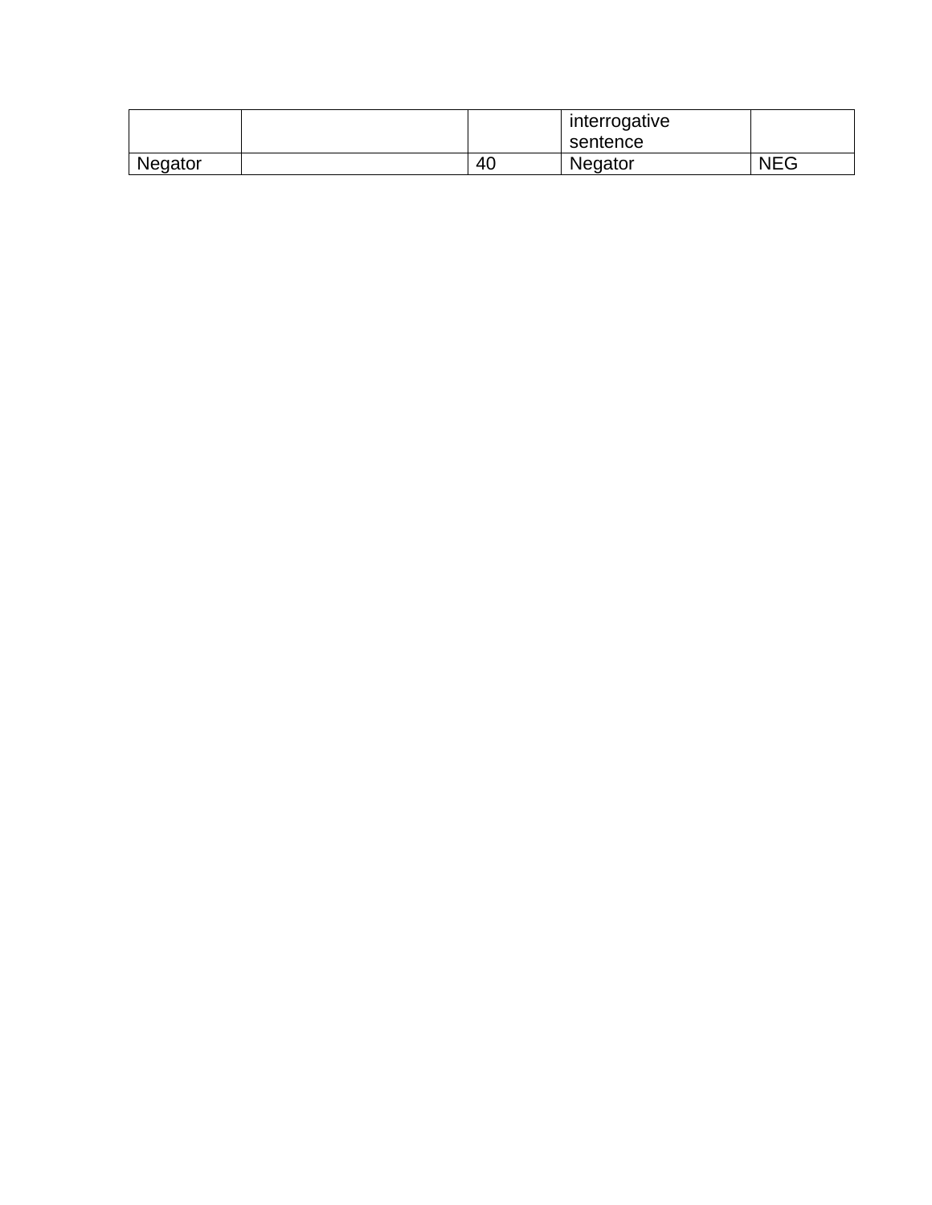| | | | | |
|---|---|---|---|---|
| | | | interrogative sentence | |
| Negator | | 40 | Negator | NEG |